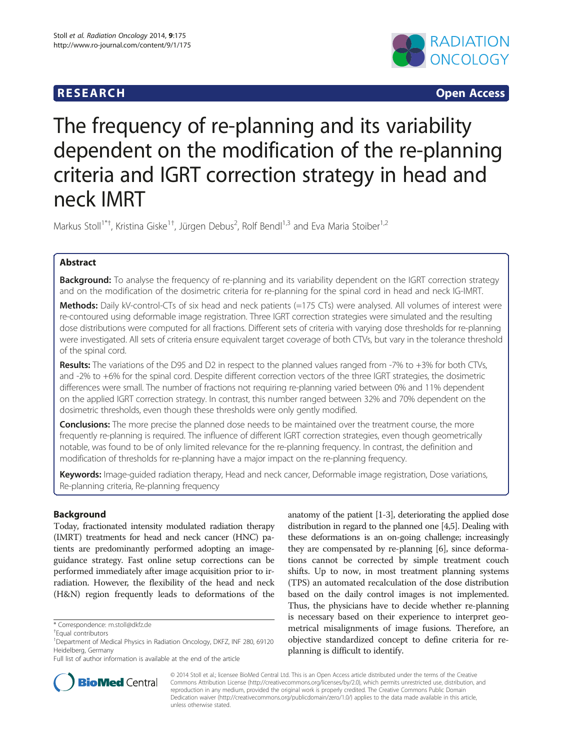RESEARCH Open Access

# The frequency of re-planning and its variability dependent on the modification of the re-planning criteria and IGRT correction strategy in head and neck IMRT

Markus Stoll[1*†], Kristina Giske[1†], Jürgen Debus[2], Rolf Bendl[1,3] and Eva Maria Stoiber[1,2]

## Abstract

**Background:** To analyse the frequency of re-planning and its variability dependent on the IGRT correction strategy and on the modification of the dosimetric criteria for re-planning for the spinal cord in head and neck IG-IMRT.

**Methods:** Daily kV-control-CTs of six head and neck patients (=175 CTs) were analysed. All volumes of interest were re-contoured using deformable image registration. Three IGRT correction strategies were simulated and the resulting dose distributions were computed for all fractions. Different sets of criteria with varying dose thresholds for re-planning were investigated. All sets of criteria ensure equivalent target coverage of both CTVs, but vary in the tolerance threshold of the spinal cord.

**Results:** The variations of the D95 and D2 in respect to the planned values ranged from -7% to +3% for both CTVs, and -2% to +6% for the spinal cord. Despite different correction vectors of the three IGRT strategies, the dosimetric differences were small. The number of fractions not requiring re-planning varied between 0% and 11% dependent on the applied IGRT correction strategy. In contrast, this number ranged between 32% and 70% dependent on the dosimetric thresholds, even though these thresholds were only gently modified.

**Conclusions:** The more precise the planned dose needs to be maintained over the treatment course, the more frequently re-planning is required. The influence of different IGRT correction strategies, even though geometrically notable, was found to be of only limited relevance for the re-planning frequency. In contrast, the definition and modification of thresholds for re-planning have a major impact on the re-planning frequency.

**Keywords:** Image-guided radiation therapy, Head and neck cancer, Deformable image registration, Dose variations, Re-planning criteria, Re-planning frequency

## Background

Today, fractionated intensity modulated radiation therapy (IMRT) treatments for head and neck cancer (HNC) patients are predominantly performed adopting an image-guidance strategy. Fast online setup corrections can be performed immediately after image acquisition prior to irradiation. However, the flexibility of the head and neck (H&N) region frequently leads to deformations of the anatomy of the patient [1-3], deteriorating the applied dose distribution in regard to the planned one [4,5]. Dealing with these deformations is an on-going challenge; increasingly they are compensated by re-planning [6], since deformations cannot be corrected by simple treatment couch shifts. Up to now, in most treatment planning systems (TPS) an automated recalculation of the dose distribution based on the daily control images is not implemented. Thus, the physicians have to decide whether re-planning is necessary based on their experience to interpret geometrical misalignments of image fusions. Therefore, an objective standardized concept to define criteria for re-planning is difficult to identify.

\* Correspondence: m.stoll@dkfz.de

†Equal contributors

[1]Department of Medical Physics in Radiation Oncology, DKFZ, INF 280, 69120 Heidelberg, Germany

Full list of author information is available at the end of the article

© 2014 Stoll et al.; licensee BioMed Central Ltd. This is an Open Access article distributed under the terms of the Creative Commons Attribution License (http://creativecommons.org/licenses/by/2.0), which permits unrestricted use, distribution, and reproduction in any medium, provided the original work is properly credited. The Creative Commons Public Domain Dedication waiver (http://creativecommons.org/publicdomain/zero/1.0/) applies to the data made available in this article, unless otherwise stated.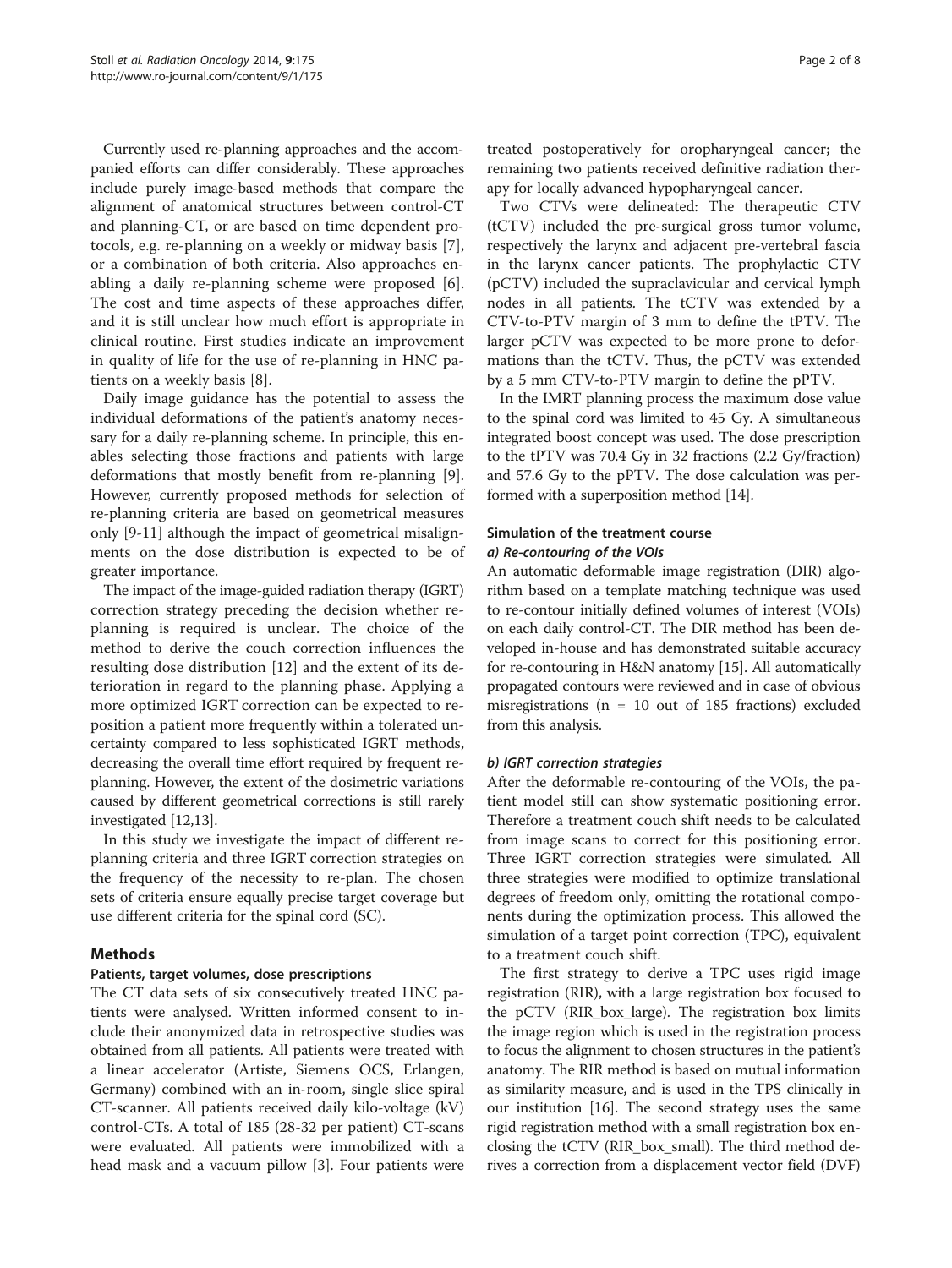Currently used re-planning approaches and the accompanied efforts can differ considerably. These approaches include purely image-based methods that compare the alignment of anatomical structures between control-CT and planning-CT, or are based on time dependent protocols, e.g. re-planning on a weekly or midway basis [7], or a combination of both criteria. Also approaches enabling a daily re-planning scheme were proposed [6]. The cost and time aspects of these approaches differ, and it is still unclear how much effort is appropriate in clinical routine. First studies indicate an improvement in quality of life for the use of re-planning in HNC patients on a weekly basis [8].

Daily image guidance has the potential to assess the individual deformations of the patient's anatomy necessary for a daily re-planning scheme. In principle, this enables selecting those fractions and patients with large deformations that mostly benefit from re-planning [9]. However, currently proposed methods for selection of re-planning criteria are based on geometrical measures only [9-11] although the impact of geometrical misalignments on the dose distribution is expected to be of greater importance.

The impact of the image-guided radiation therapy (IGRT) correction strategy preceding the decision whether re-planning is required is unclear. The choice of the method to derive the couch correction influences the resulting dose distribution [12] and the extent of its deterioration in regard to the planning phase. Applying a more optimized IGRT correction can be expected to re-position a patient more frequently within a tolerated uncertainty compared to less sophisticated IGRT methods, decreasing the overall time effort required by frequent re-planning. However, the extent of the dosimetric variations caused by different geometrical corrections is still rarely investigated [12,13].

In this study we investigate the impact of different re-planning criteria and three IGRT correction strategies on the frequency of the necessity to re-plan. The chosen sets of criteria ensure equally precise target coverage but use different criteria for the spinal cord (SC).

## Methods

### Patients, target volumes, dose prescriptions

The CT data sets of six consecutively treated HNC patients were analysed. Written informed consent to include their anonymized data in retrospective studies was obtained from all patients. All patients were treated with a linear accelerator (Artiste, Siemens OCS, Erlangen, Germany) combined with an in-room, single slice spiral CT-scanner. All patients received daily kilo-voltage (kV) control-CTs. A total of 185 (28-32 per patient) CT-scans were evaluated. All patients were immobilized with a head mask and a vacuum pillow [3]. Four patients were treated postoperatively for oropharyngeal cancer; the remaining two patients received definitive radiation therapy for locally advanced hypopharyngeal cancer.

Two CTVs were delineated: The therapeutic CTV (tCTV) included the pre-surgical gross tumor volume, respectively the larynx and adjacent pre-vertebral fascia in the larynx cancer patients. The prophylactic CTV (pCTV) included the supraclavicular and cervical lymph nodes in all patients. The tCTV was extended by a CTV-to-PTV margin of 3 mm to define the tPTV. The larger pCTV was expected to be more prone to deformations than the tCTV. Thus, the pCTV was extended by a 5 mm CTV-to-PTV margin to define the pPTV.

In the IMRT planning process the maximum dose value to the spinal cord was limited to 45 Gy. A simultaneous integrated boost concept was used. The dose prescription to the tPTV was 70.4 Gy in 32 fractions (2.2 Gy/fraction) and 57.6 Gy to the pPTV. The dose calculation was performed with a superposition method [14].

### Simulation of the treatment course

#### *a) Re-contouring of the VOIs*

An automatic deformable image registration (DIR) algorithm based on a template matching technique was used to re-contour initially defined volumes of interest (VOIs) on each daily control-CT. The DIR method has been developed in-house and has demonstrated suitable accuracy for re-contouring in H&N anatomy [15]. All automatically propagated contours were reviewed and in case of obvious misregistrations (n = 10 out of 185 fractions) excluded from this analysis.

#### *b) IGRT correction strategies*

After the deformable re-contouring of the VOIs, the patient model still can show systematic positioning error. Therefore a treatment couch shift needs to be calculated from image scans to correct for this positioning error. Three IGRT correction strategies were simulated. All three strategies were modified to optimize translational degrees of freedom only, omitting the rotational components during the optimization process. This allowed the simulation of a target point correction (TPC), equivalent to a treatment couch shift.

The first strategy to derive a TPC uses rigid image registration (RIR), with a large registration box focused to the pCTV (RIR_box_large). The registration box limits the image region which is used in the registration process to focus the alignment to chosen structures in the patient's anatomy. The RIR method is based on mutual information as similarity measure, and is used in the TPS clinically in our institution [16]. The second strategy uses the same rigid registration method with a small registration box enclosing the tCTV (RIR_box_small). The third method derives a correction from a displacement vector field (DVF)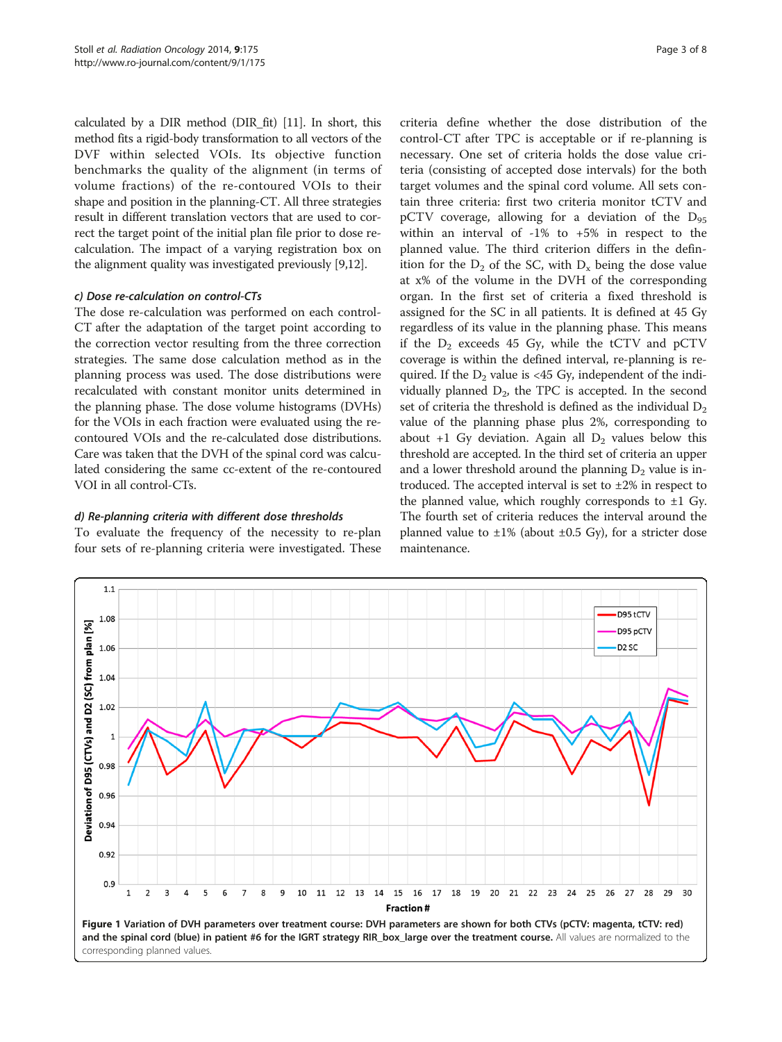calculated by a DIR method (DIR_fit) [11]. In short, this method fits a rigid-body transformation to all vectors of the DVF within selected VOIs. Its objective function benchmarks the quality of the alignment (in terms of volume fractions) of the re-contoured VOIs to their shape and position in the planning-CT. All three strategies result in different translation vectors that are used to correct the target point of the initial plan file prior to dose re-calculation. The impact of a varying registration box on the alignment quality was investigated previously [9,12].

#### *c) Dose re-calculation on control-CTs*

The dose re-calculation was performed on each control-CT after the adaptation of the target point according to the correction vector resulting from the three correction strategies. The same dose calculation method as in the planning process was used. The dose distributions were recalculated with constant monitor units determined in the planning phase. The dose volume histograms (DVHs) for the VOIs in each fraction were evaluated using the re-contoured VOIs and the re-calculated dose distributions. Care was taken that the DVH of the spinal cord was calculated considering the same cc-extent of the re-contoured VOI in all control-CTs.

#### *d) Re-planning criteria with different dose thresholds*

To evaluate the frequency of the necessity to re-plan four sets of re-planning criteria were investigated. These criteria define whether the dose distribution of the control-CT after TPC is acceptable or if re-planning is necessary. One set of criteria holds the dose value criteria (consisting of accepted dose intervals) for the both target volumes and the spinal cord volume. All sets contain three criteria: first two criteria monitor tCTV and pCTV coverage, allowing for a deviation of the $D_{95}$ within an interval of -1% to +5% in respect to the planned value. The third criterion differs in the definition for the $D_2$ of the SC, with $D_x$ being the dose value at x% of the volume in the DVH of the corresponding organ. In the first set of criteria a fixed threshold is assigned for the SC in all patients. It is defined at 45 Gy regardless of its value in the planning phase. This means if the $D_2$ exceeds 45 Gy, while the tCTV and pCTV coverage is within the defined interval, re-planning is required. If the $D_2$ value is <45 Gy, independent of the individually planned $D_2$, the TPC is accepted. In the second set of criteria the threshold is defined as the individual $D_2$ value of the planning phase plus 2%, corresponding to about +1 Gy deviation. Again all $D_2$ values below this threshold are accepted. In the third set of criteria an upper and a lower threshold around the planning $D_2$ value is introduced. The accepted interval is set to ±2% in respect to the planned value, which roughly corresponds to ±1 Gy. The fourth set of criteria reduces the interval around the planned value to ±1% (about ±0.5 Gy), for a stricter dose maintenance.

**Figure 1 Variation of DVH parameters over treatment course: DVH parameters are shown for both CTVs (pCTV: magenta, tCTV: red) and the spinal cord (blue) in patient #6 for the IGRT strategy RIR_box_large over the treatment course.** All values are normalized to the corresponding planned values.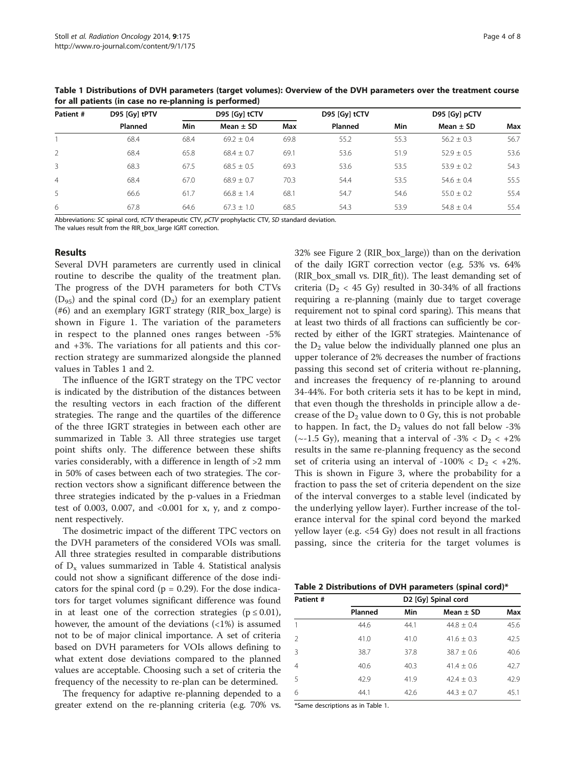**Table 1 Distributions of DVH parameters (target volumes): Overview of the DVH parameters over the treatment course for all patients (in case no re-planning is performed)**

| Patient # | D95 [Gy] tPTV | D95 [Gy] tCTV | | | D95 [Gy] tCTV | D95 [Gy] pCTV | | |
|---|---|---|---|---|---|---|---|---|
| | Planned | Min | Mean ± SD | Max | Planned | Min | Mean ± SD | Max |
| 1 | 68.4 | 68.4 | 69.2 ± 0.4 | 69.8 | 55.2 | 55.3 | 56.2 ± 0.3 | 56.7 |
| 2 | 68.4 | 65.8 | 68.4 ± 0.7 | 69.1 | 53.6 | 51.9 | 52.9 ± 0.5 | 53.6 |
| 3 | 68.3 | 67.5 | 68.5 ± 0.5 | 69.3 | 53.6 | 53.5 | 53.9 ± 0.2 | 54.3 |
| 4 | 68.4 | 67.0 | 68.9 ± 0.7 | 70.3 | 54.4 | 53.5 | 54.6 ± 0.4 | 55.5 |
| 5 | 66.6 | 61.7 | 66.8 ± 1.4 | 68.1 | 54.7 | 54.6 | 55.0 ± 0.2 | 55.4 |
| 6 | 67.8 | 64.6 | 67.3 ± 1.0 | 68.5 | 54.3 | 53.9 | 54.8 ± 0.4 | 55.4 |

Abbreviations: *SC* spinal cord, *tCTV* therapeutic CTV, *pCTV* prophylactic CTV, *SD* standard deviation.
The values result from the RIR_box_large IGRT correction.

## Results

Several DVH parameters are currently used in clinical routine to describe the quality of the treatment plan. The progress of the DVH parameters for both CTVs ($D_{95}$) and the spinal cord ($D_2$) for an exemplary patient (#6) and an exemplary IGRT strategy (RIR_box_large) is shown in Figure 1. The variation of the parameters in respect to the planned ones ranges between -5% and +3%. The variations for all patients and this correction strategy are summarized alongside the planned values in Tables 1 and 2.

The influence of the IGRT strategy on the TPC vector is indicated by the distribution of the distances between the resulting vectors in each fraction of the different strategies. The range and the quartiles of the difference of the three IGRT strategies in between each other are summarized in Table 3. All three strategies use target point shifts only. The difference between these shifts varies considerably, with a difference in length of >2 mm in 50% of cases between each of two strategies. The correction vectors show a significant difference between the three strategies indicated by the p-values in a Friedman test of 0.003, 0.007, and <0.001 for x, y, and z component respectively.

The dosimetric impact of the different TPC vectors on the DVH parameters of the considered VOIs was small. All three strategies resulted in comparable distributions of $D_x$ values summarized in Table 4. Statistical analysis could not show a significant difference of the dose indicators for the spinal cord ($p = 0.29$). For the dose indicators for target volumes significant difference was found in at least one of the correction strategies ($p \leq 0.01$), however, the amount of the deviations (<1%) is assumed not to be of major clinical importance. A set of criteria based on DVH parameters for VOIs allows defining to what extent dose deviations compared to the planned values are acceptable. Choosing such a set of criteria the frequency of the necessity to re-plan can be determined.

The frequency for adaptive re-planning depended to a greater extend on the re-planning criteria (e.g. 70% vs. 32% see Figure 2 (RIR_box_large)) than on the derivation of the daily IGRT correction vector (e.g. 53% vs. 64% (RIR_box_small vs. DIR_fit)). The least demanding set of criteria ($D_2$ < 45 Gy) resulted in 30-34% of all fractions requiring a re-planning (mainly due to target coverage requirement not to spinal cord sparing). This means that at least two thirds of all fractions can sufficiently be corrected by either of the IGRT strategies. Maintenance of the $D_2$ value below the individually planned one plus an upper tolerance of 2% decreases the number of fractions passing this second set of criteria without re-planning, and increases the frequency of re-planning to around 34-44%. For both criteria sets it has to be kept in mind, that even though the thresholds in principle allow a decrease of the $D_2$ value down to 0 Gy, this is not probable to happen. In fact, the $D_2$ values do not fall below -3% (~-1.5 Gy), meaning that a interval of -3% < $D_2$ < +2% results in the same re-planning frequency as the second set of criteria using an interval of -100% < $D_2$ < +2%. This is shown in Figure 3, where the probability for a fraction to pass the set of criteria dependent on the size of the interval converges to a stable level (indicated by the underlying yellow layer). Further increase of the tolerance interval for the spinal cord beyond the marked yellow layer (e.g. <54 Gy) does not result in all fractions passing, since the criteria for the target volumes is

**Table 2 Distributions of DVH parameters (spinal cord)***

| Patient # | D2 [Gy] Spinal cord | | | |
|---|---|---|---|---|
| | Planned | Min | Mean ± SD | Max |
| 1 | 44.6 | 44.1 | 44.8 ± 0.4 | 45.6 |
| 2 | 41.0 | 41.0 | 41.6 ± 0.3 | 42.5 |
| 3 | 38.7 | 37.8 | 38.7 ± 0.6 | 40.6 |
| 4 | 40.6 | 40.3 | 41.4 ± 0.6 | 42.7 |
| 5 | 42.9 | 41.9 | 42.4 ± 0.3 | 42.9 |
| 6 | 44.1 | 42.6 | 44.3 ± 0.7 | 45.1 |

*Same descriptions as in Table 1.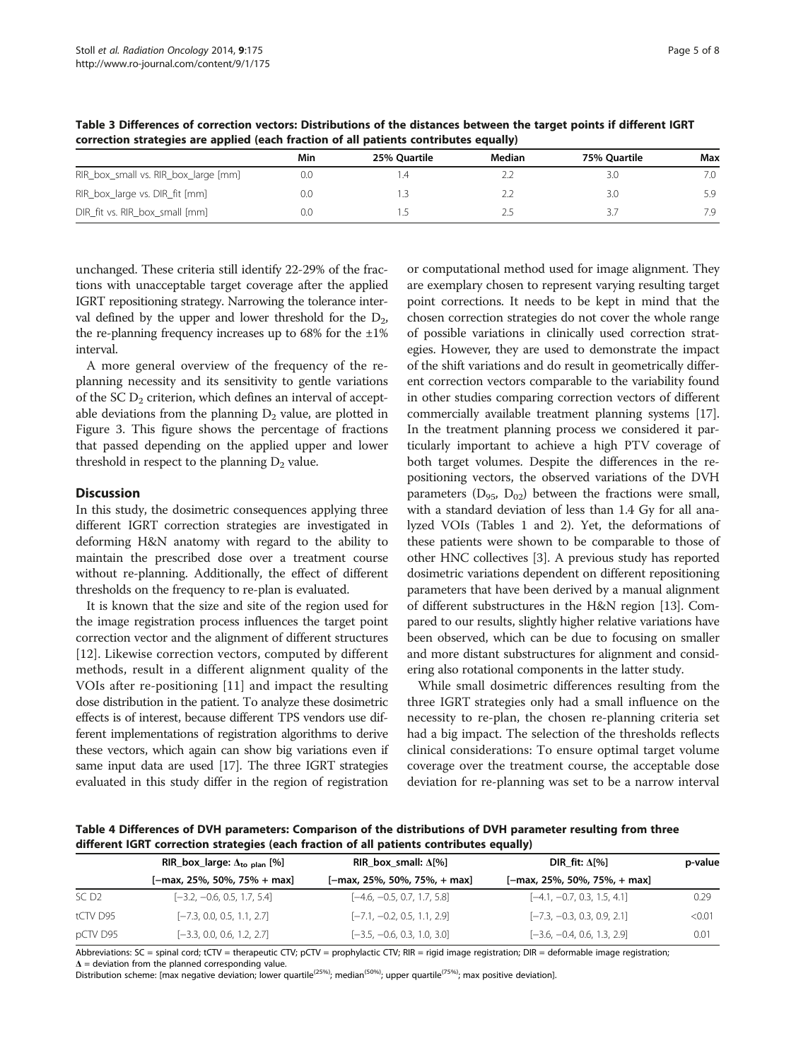**Table 3 Differences of correction vectors: Distributions of the distances between the target points if different IGRT correction strategies are applied (each fraction of all patients contributes equally)**

| | Min | 25% Quartile | Median | 75% Quartile | Max |
|---|---|---|---|---|---|
| RIR_box_small vs. RIR_box_large [mm] | 0.0 | 1.4 | 2.2 | 3.0 | 7.0 |
| RIR_box_large vs. DIR_fit [mm] | 0.0 | 1.3 | 2.2 | 3.0 | 5.9 |
| DIR_fit vs. RIR_box_small [mm] | 0.0 | 1.5 | 2.5 | 3.7 | 7.9 |

unchanged. These criteria still identify 22-29% of the fractions with unacceptable target coverage after the applied IGRT repositioning strategy. Narrowing the tolerance interval defined by the upper and lower threshold for the $D_2$, the re-planning frequency increases up to 68% for the ±1% interval.

A more general overview of the frequency of the re-planning necessity and its sensitivity to gentle variations of the SC $D_2$ criterion, which defines an interval of acceptable deviations from the planning $D_2$ value, are plotted in Figure 3. This figure shows the percentage of fractions that passed depending on the applied upper and lower threshold in respect to the planning $D_2$ value.

## Discussion

In this study, the dosimetric consequences applying three different IGRT correction strategies are investigated in deforming H&N anatomy with regard to the ability to maintain the prescribed dose over a treatment course without re-planning. Additionally, the effect of different thresholds on the frequency to re-plan is evaluated.

It is known that the size and site of the region used for the image registration process influences the target point correction vector and the alignment of different structures [12]. Likewise correction vectors, computed by different methods, result in a different alignment quality of the VOIs after re-positioning [11] and impact the resulting dose distribution in the patient. To analyze these dosimetric effects is of interest, because different TPS vendors use different implementations of registration algorithms to derive these vectors, which again can show big variations even if same input data are used [17]. The three IGRT strategies evaluated in this study differ in the region of registration or computational method used for image alignment. They are exemplary chosen to represent varying resulting target point corrections. It needs to be kept in mind that the chosen correction strategies do not cover the whole range of possible variations in clinically used correction strategies. However, they are used to demonstrate the impact of the shift variations and do result in geometrically different correction vectors comparable to the variability found in other studies comparing correction vectors of different commercially available treatment planning systems [17]. In the treatment planning process we considered it particularly important to achieve a high PTV coverage of both target volumes. Despite the differences in the repositioning vectors, the observed variations of the DVH parameters ($D_{95}$, $D_{02}$) between the fractions were small, with a standard deviation of less than 1.4 Gy for all analyzed VOIs (Tables 1 and 2). Yet, the deformations of these patients were shown to be comparable to those of other HNC collectives [3]. A previous study has reported dosimetric variations dependent on different repositioning parameters that have been derived by a manual alignment of different substructures in the H&N region [13]. Compared to our results, slightly higher relative variations have been observed, which can be due to focusing on smaller and more distant substructures for alignment and considering also rotational components in the latter study.

While small dosimetric differences resulting from the three IGRT strategies only had a small influence on the necessity to re-plan, the chosen re-planning criteria set had a big impact. The selection of the thresholds reflects clinical considerations: To ensure optimal target volume coverage over the treatment course, the acceptable dose deviation for re-planning was set to be a narrow interval

**Table 4 Differences of DVH parameters: Comparison of the distributions of DVH parameter resulting from three different IGRT correction strategies (each fraction of all patients contributes equally)**

| | RIR_box_large: $\Delta_{to\ plan}$ [%] | RIR_box_small: Δ[%] | DIR_fit: Δ[%] | p-value |
|---|---|---|---|---|
| | [−max, 25%, 50%, 75% + max] | [−max, 25%, 50%, 75%, + max] | [−max, 25%, 50%, 75%, + max] | |
| SC D2 | [−3.2, −0.6, 0.5, 1.7, 5.4] | [−4.6, −0.5, 0.7, 1.7, 5.8] | [−4.1, −0.7, 0.3, 1.5, 4.1] | 0.29 |
| tCTV D95 | [−7.3, 0.0, 0.5, 1.1, 2.7] | [−7.1, −0.2, 0.5, 1.1, 2.9] | [−7.3, −0.3, 0.3, 0.9, 2.1] | <0.01 |
| pCTV D95 | [−3.3, 0.0, 0.6, 1.2, 2.7] | [−3.5, −0.6, 0.3, 1.0, 3.0] | [−3.6, −0.4, 0.6, 1.3, 2.9] | 0.01 |

Abbreviations: SC = spinal cord; tCTV = therapeutic CTV; pCTV = prophylactic CTV; RIR = rigid image registration; DIR = deformable image registration; **Δ** = deviation from the planned corresponding value.
Distribution scheme: [max negative deviation; lower quartile(25%); median(50%); upper quartile(75%); max positive deviation].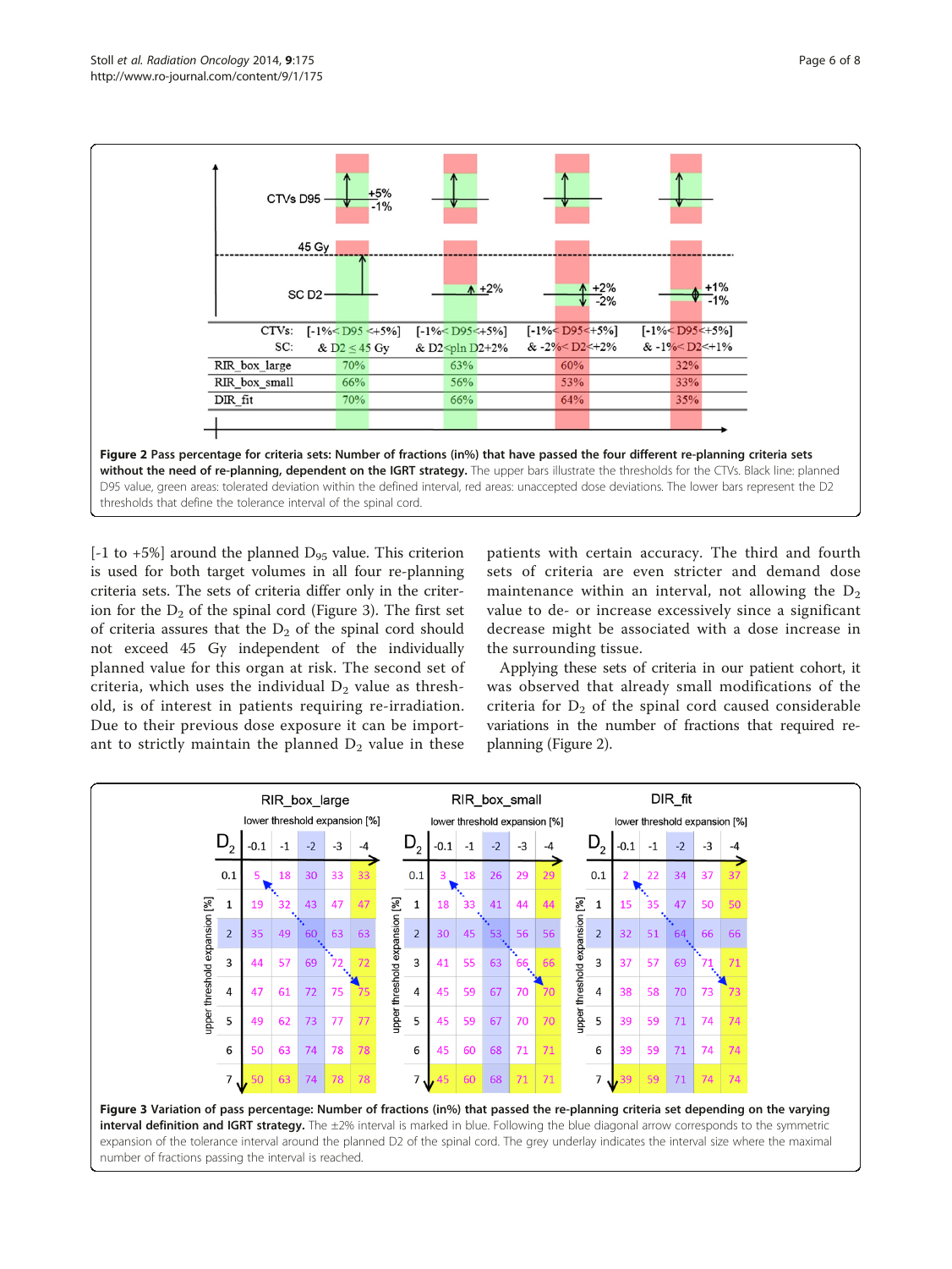| CTVs: | [-1%< D95 <+5%] | [-1%< D95<+5%] | [-1%< D95<+5%] | [-1%< D95<+5%] |
|---|---|---|---|---|
| SC: | & D2 ≤ 45 Gy | & D2<pln D2+2% | & -2%< D2<+2% | & -1%< D2<+1% |
| RIR_box_large | 70% | 63% | 60% | 32% |
| RIR_box_small | 66% | 56% | 53% | 33% |
| DIR_fit | 70% | 66% | 64% | 35% |

**Figure 2 Pass percentage for criteria sets: Number of fractions (in%) that have passed the four different re-planning criteria sets without the need of re-planning, dependent on the IGRT strategy.** The upper bars illustrate the thresholds for the CTVs. Black line: planned D95 value, green areas: tolerated deviation within the defined interval, red areas: unaccepted dose deviations. The lower bars represent the D2 thresholds that define the tolerance interval of the spinal cord.

[-1 to +5%] around the planned $D_{95}$ value. This criterion is used for both target volumes in all four re-planning criteria sets. The sets of criteria differ only in the criterion for the $D_2$ of the spinal cord (Figure 3). The first set of criteria assures that the $D_2$ of the spinal cord should not exceed 45 Gy independent of the individually planned value for this organ at risk. The second set of criteria, which uses the individual $D_2$ value as threshold, is of interest in patients requiring re-irradiation. Due to their previous dose exposure it can be important to strictly maintain the planned $D_2$ value in these patients with certain accuracy. The third and fourth sets of criteria are even stricter and demand dose maintenance within an interval, not allowing the $D_2$ value to de- or increase excessively since a significant decrease might be associated with a dose increase in the surrounding tissue.

Applying these sets of criteria in our patient cohort, it was observed that already small modifications of the criteria for $D_2$ of the spinal cord caused considerable variations in the number of fractions that required re-planning (Figure 2).

**RIR_box_large** (rows: upper threshold expansion [%]; columns: lower threshold expansion [%])

| $D_2$ | -0.1 | -1 | -2 | -3 | -4 |
|---|---|---|---|---|---|
| 0.1 | 5 | 18 | 30 | 33 | 33 |
| 1 | 19 | 32 | 43 | 47 | 47 |
| 2 | 35 | 49 | 60 | 63 | 63 |
| 3 | 44 | 57 | 69 | 72 | 72 |
| 4 | 47 | 61 | 72 | 75 | 75 |
| 5 | 49 | 62 | 73 | 77 | 77 |
| 6 | 50 | 63 | 74 | 78 | 78 |
| 7 | 50 | 63 | 74 | 78 | 78 |

**RIR_box_small** (rows: upper threshold expansion [%]; columns: lower threshold expansion [%])

| $D_2$ | -0.1 | -1 | -2 | -3 | -4 |
|---|---|---|---|---|---|
| 0.1 | 3 | 18 | 26 | 29 | 29 |
| 1 | 18 | 33 | 41 | 44 | 44 |
| 2 | 30 | 45 | 53 | 56 | 56 |
| 3 | 41 | 55 | 63 | 66 | 66 |
| 4 | 45 | 59 | 67 | 70 | 70 |
| 5 | 45 | 59 | 67 | 70 | 70 |
| 6 | 45 | 60 | 68 | 71 | 71 |
| 7 | 45 | 60 | 68 | 71 | 71 |

**DIR_fit** (rows: upper threshold expansion [%]; columns: lower threshold expansion [%])

| $D_2$ | -0.1 | -1 | -2 | -3 | -4 |
|---|---|---|---|---|---|
| 0.1 | 2 | 22 | 34 | 37 | 37 |
| 1 | 15 | 35 | 47 | 50 | 50 |
| 2 | 32 | 51 | 64 | 66 | 66 |
| 3 | 37 | 57 | 69 | 71 | 71 |
| 4 | 38 | 58 | 70 | 73 | 73 |
| 5 | 39 | 59 | 71 | 74 | 74 |
| 6 | 39 | 59 | 71 | 74 | 74 |
| 7 | 39 | 59 | 71 | 74 | 74 |

**Figure 3 Variation of pass percentage: Number of fractions (in%) that passed the re-planning criteria set depending on the varying interval definition and IGRT strategy.** The ±2% interval is marked in blue. Following the blue diagonal arrow corresponds to the symmetric expansion of the tolerance interval around the planned D2 of the spinal cord. The grey underlay indicates the interval size where the maximal number of fractions passing the interval is reached.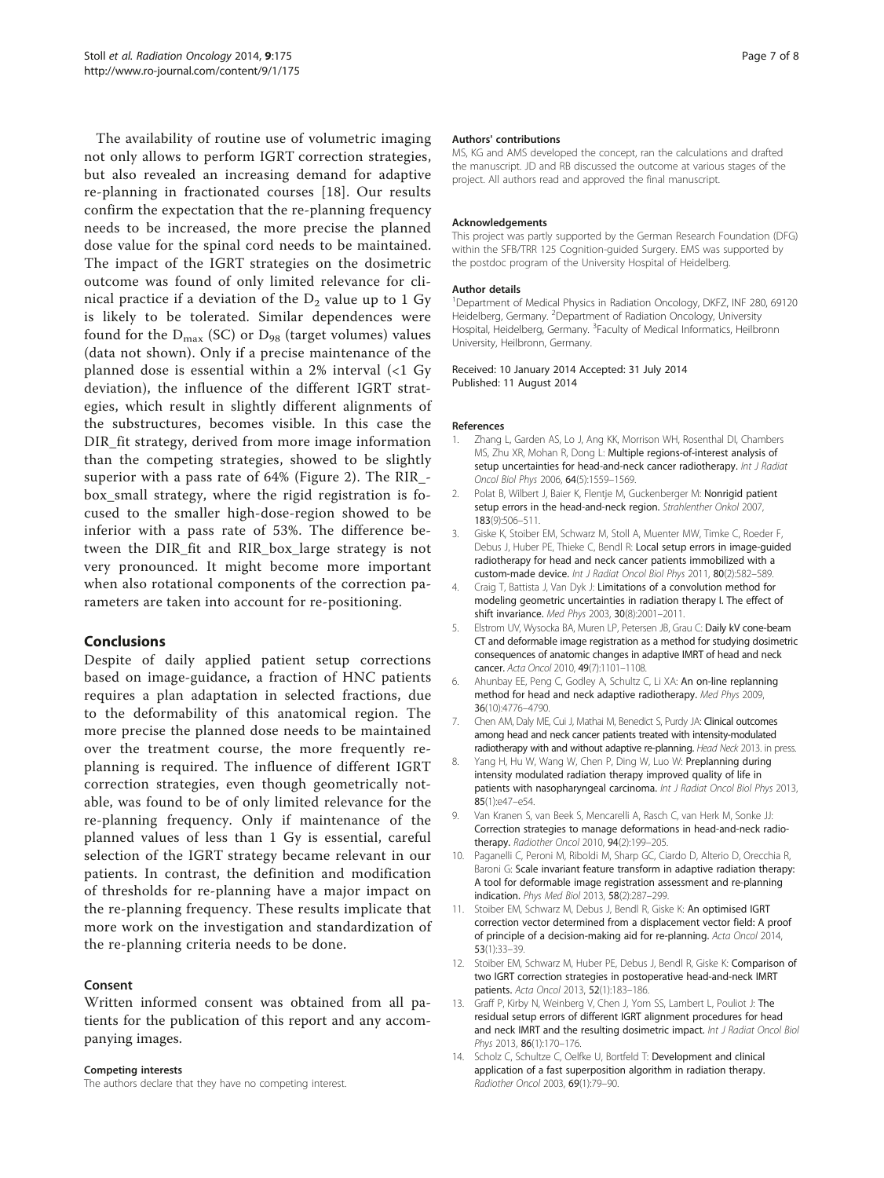The availability of routine use of volumetric imaging not only allows to perform IGRT correction strategies, but also revealed an increasing demand for adaptive re-planning in fractionated courses [18]. Our results confirm the expectation that the re-planning frequency needs to be increased, the more precise the planned dose value for the spinal cord needs to be maintained. The impact of the IGRT strategies on the dosimetric outcome was found of only limited relevance for clinical practice if a deviation of the $D_2$ value up to 1 Gy is likely to be tolerated. Similar dependences were found for the $D_{max}$ (SC) or $D_{98}$ (target volumes) values (data not shown). Only if a precise maintenance of the planned dose is essential within a 2% interval (<1 Gy deviation), the influence of the different IGRT strategies, which result in slightly different alignments of the substructures, becomes visible. In this case the DIR_fit strategy, derived from more image information than the competing strategies, showed to be slightly superior with a pass rate of 64% (Figure 2). The RIR_box_small strategy, where the rigid registration is focused to the smaller high-dose-region showed to be inferior with a pass rate of 53%. The difference between the DIR_fit and RIR_box_large strategy is not very pronounced. It might become more important when also rotational components of the correction parameters are taken into account for re-positioning.

## Conclusions

Despite of daily applied patient setup corrections based on image-guidance, a fraction of HNC patients requires a plan adaptation in selected fractions, due to the deformability of this anatomical region. The more precise the planned dose needs to be maintained over the treatment course, the more frequently re-planning is required. The influence of different IGRT correction strategies, even though geometrically notable, was found to be of only limited relevance for the re-planning frequency. Only if maintenance of the planned values of less than 1 Gy is essential, careful selection of the IGRT strategy became relevant in our patients. In contrast, the definition and modification of thresholds for re-planning have a major impact on the re-planning frequency. These results implicate that more work on the investigation and standardization of the re-planning criteria needs to be done.

### Consent

Written informed consent was obtained from all patients for the publication of this report and any accompanying images.

#### Competing interests

The authors declare that they have no competing interest.

#### Authors' contributions

MS, KG and AMS developed the concept, ran the calculations and drafted the manuscript. JD and RB discussed the outcome at various stages of the project. All authors read and approved the final manuscript.

#### Acknowledgements

This project was partly supported by the German Research Foundation (DFG) within the SFB/TRR 125 Cognition-guided Surgery. EMS was supported by the postdoc program of the University Hospital of Heidelberg.

#### Author details

[1]Department of Medical Physics in Radiation Oncology, DKFZ, INF 280, 69120 Heidelberg, Germany. [2]Department of Radiation Oncology, University Hospital, Heidelberg, Germany. [3]Faculty of Medical Informatics, Heilbronn University, Heilbronn, Germany.

Received: 10 January 2014 Accepted: 31 July 2014
Published: 11 August 2014

#### References

1. Zhang L, Garden AS, Lo J, Ang KK, Morrison WH, Rosenthal DI, Chambers MS, Zhu XR, Mohan R, Dong L: Multiple regions-of-interest analysis of setup uncertainties for head-and-neck cancer radiotherapy. *Int J Radiat Oncol Biol Phys* 2006, 64(5):1559–1569.
2. Polat B, Wilbert J, Baier K, Flentje M, Guckenberger M: Nonrigid patient setup errors in the head-and-neck region. *Strahlenther Onkol* 2007, 183(9):506–511.
3. Giske K, Stoiber EM, Schwarz M, Stoll A, Muenter MW, Timke C, Roeder F, Debus J, Huber PE, Thieke C, Bendl R: Local setup errors in image-guided radiotherapy for head and neck cancer patients immobilized with a custom-made device. *Int J Radiat Oncol Biol Phys* 2011, 80(2):582–589.
4. Craig T, Battista J, Van Dyk J: Limitations of a convolution method for modeling geometric uncertainties in radiation therapy I. The effect of shift invariance. *Med Phys* 2003, 30(8):2001–2011.
5. Elstrom UV, Wysocka BA, Muren LP, Petersen JB, Grau C: Daily kV cone-beam CT and deformable image registration as a method for studying dosimetric consequences of anatomic changes in adaptive IMRT of head and neck cancer. *Acta Oncol* 2010, 49(7):1101–1108.
6. Ahunbay EE, Peng C, Godley A, Schultz C, Li XA: An on-line replanning method for head and neck adaptive radiotherapy. *Med Phys* 2009, 36(10):4776–4790.
7. Chen AM, Daly ME, Cui J, Mathai M, Benedict S, Purdy JA: Clinical outcomes among head and neck cancer patients treated with intensity-modulated radiotherapy with and without adaptive re-planning. *Head Neck* 2013. in press.
8. Yang H, Hu W, Wang W, Chen P, Ding W, Luo W: Preplanning during intensity modulated radiation therapy improved quality of life in patients with nasopharyngeal carcinoma. *Int J Radiat Oncol Biol Phys* 2013, 85(1):e47–e54.
9. Van Kranen S, van Beek S, Mencarelli A, Rasch C, van Herk M, Sonke JJ: Correction strategies to manage deformations in head-and-neck radiotherapy. *Radiother Oncol* 2010, 94(2):199–205.
10. Paganelli C, Peroni M, Riboldi M, Sharp GC, Ciardo D, Alterio D, Orecchia R, Baroni G: Scale invariant feature transform in adaptive radiation therapy: A tool for deformable image registration assessment and re-planning indication. *Phys Med Biol* 2013, 58(2):287–299.
11. Stoiber EM, Schwarz M, Debus J, Bendl R, Giske K: An optimised IGRT correction vector determined from a displacement vector field: A proof of principle of a decision-making aid for re-planning. *Acta Oncol* 2014, 53(1):33–39.
12. Stoiber EM, Schwarz M, Huber PE, Debus J, Bendl R, Giske K: Comparison of two IGRT correction strategies in postoperative head-and-neck IMRT patients. *Acta Oncol* 2013, 52(1):183–186.
13. Graff P, Kirby N, Weinberg V, Chen J, Yom SS, Lambert L, Pouliot J: The residual setup errors of different IGRT alignment procedures for head and neck IMRT and the resulting dosimetric impact. *Int J Radiat Oncol Biol Phys* 2013, 86(1):170–176.
14. Scholz C, Schultze C, Oelfke U, Bortfeld T: Development and clinical application of a fast superposition algorithm in radiation therapy. *Radiother Oncol* 2003, 69(1):79–90.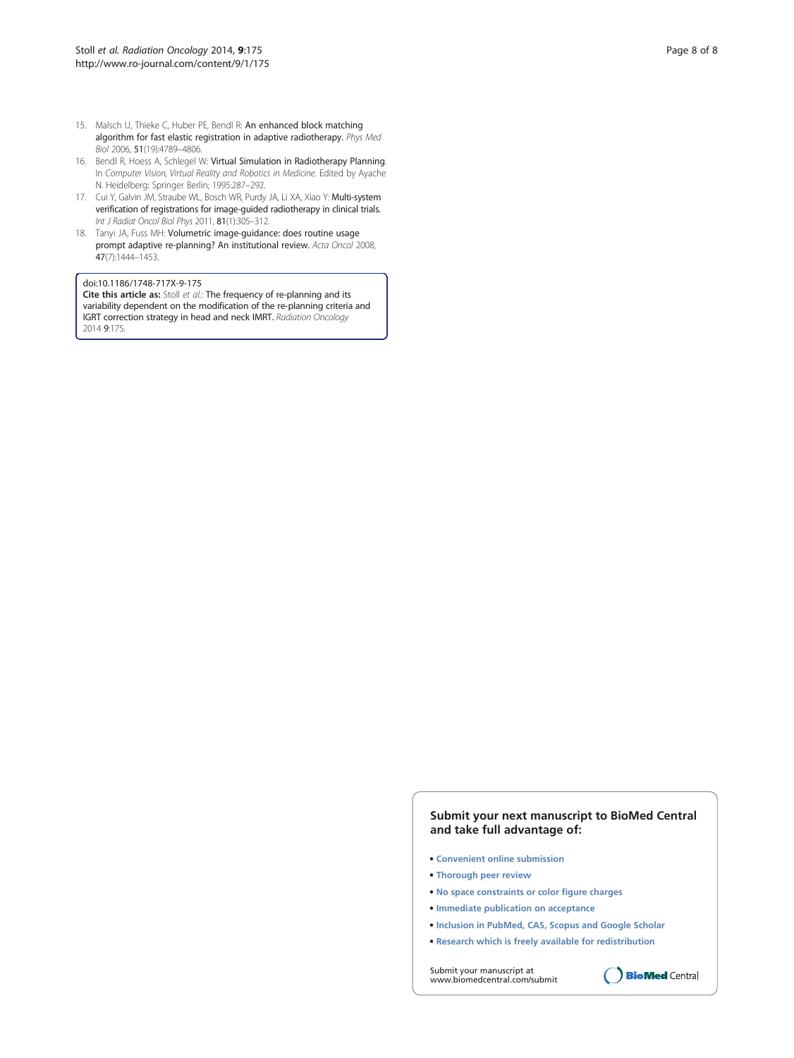15. Malsch U, Thieke C, Huber PE, Bendl R: **An enhanced block matching algorithm for fast elastic registration in adaptive radiotherapy.** *Phys Med Biol* 2006, **51**(19):4789–4806.
16. Bendl R, Hoess A, Schlegel W: **Virtual Simulation in Radiotherapy Planning**. In *Computer Vision, Virtual Reality and Robotics in Medicine*. Edited by Ayache N. Heidelberg: Springer Berlin; 1995:287–292.
17. Cui Y, Galvin JM, Straube WL, Bosch WR, Purdy JA, Li XA, Xiao Y: **Multi-system verification of registrations for image-guided radiotherapy in clinical trials.** *Int J Radiat Oncol Biol Phys* 2011, **81**(1):305–312.
18. Tanyi JA, Fuss MH: **Volumetric image-guidance: does routine usage prompt adaptive re-planning? An institutional review.** *Acta Oncol* 2008, **47**(7):1444–1453.

doi:10.1186/1748-717X-9-175
**Cite this article as:** Stoll *et al.*: The frequency of re-planning and its variability dependent on the modification of the re-planning criteria and IGRT correction strategy in head and neck IMRT. *Radiation Oncology* 2014 **9**:175.

**Submit your next manuscript to BioMed Central and take full advantage of:**

- **Convenient online submission**
- **Thorough peer review**
- **No space constraints or color figure charges**
- **Immediate publication on acceptance**
- **Inclusion in PubMed, CAS, Scopus and Google Scholar**
- **Research which is freely available for redistribution**

Submit your manuscript at
www.biomedcentral.com/submit

BioMed Central